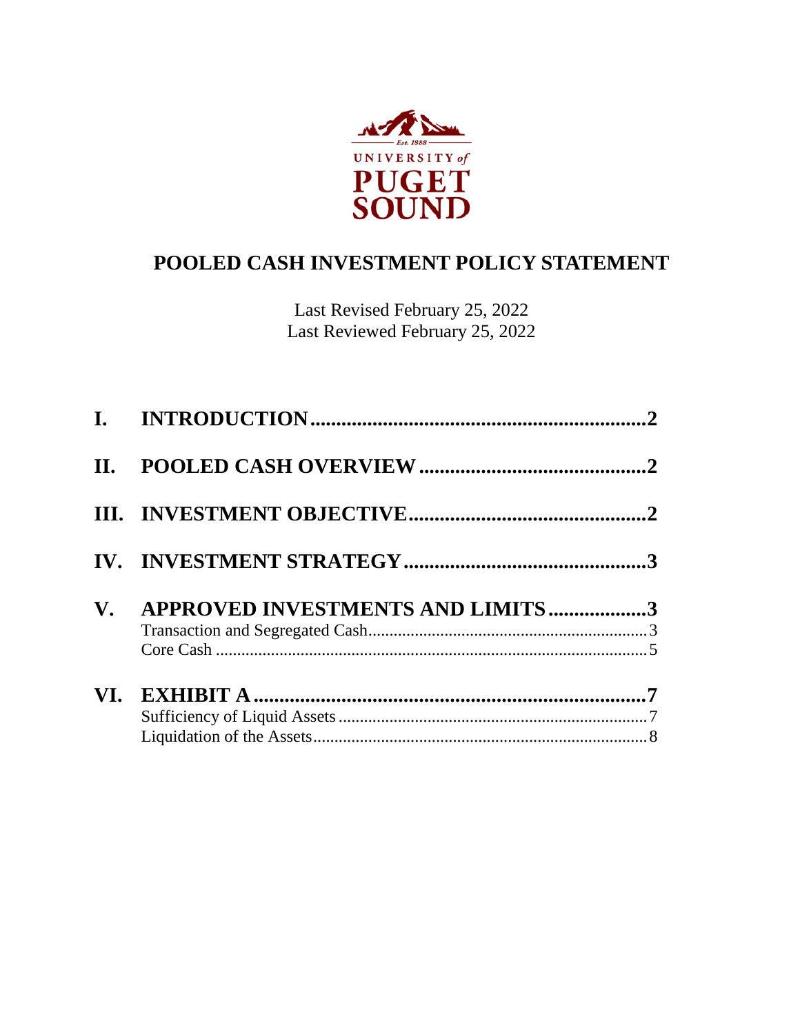UNIVERSITY of PUGET SOUND

Est. 1888

# POOLED CASH INVESTMENT POLICY STATEMENT

Last Revised February 25, 2022
Last Reviewed February 25, 2022

**I. INTRODUCTION** .......... 2

**II. POOLED CASH OVERVIEW** .......... 2

**III. INVESTMENT OBJECTIVE** .......... 2

**IV. INVESTMENT STRATEGY** .......... 3

**V. APPROVED INVESTMENTS AND LIMITS** .......... 3
- Transaction and Segregated Cash .......... 3
- Core Cash .......... 5

**VI. EXHIBIT A** .......... 7
- Sufficiency of Liquid Assets .......... 7
- Liquidation of the Assets .......... 8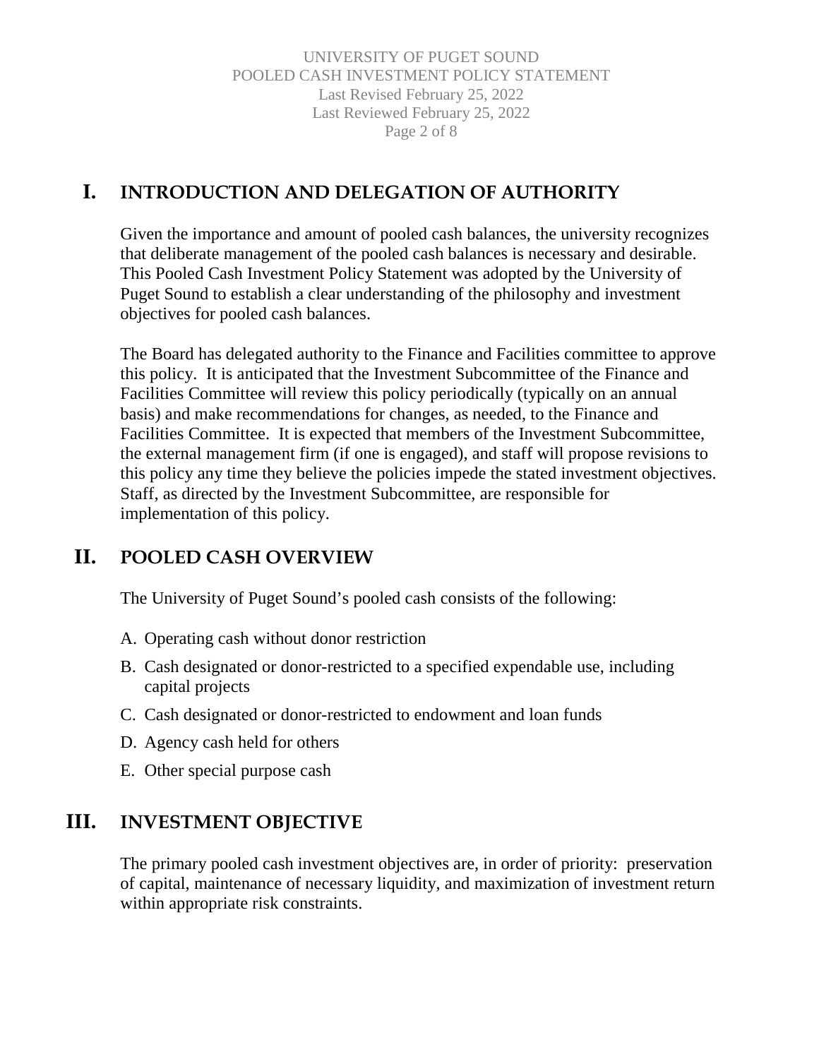## I. INTRODUCTION AND DELEGATION OF AUTHORITY

Given the importance and amount of pooled cash balances, the university recognizes that deliberate management of the pooled cash balances is necessary and desirable. This Pooled Cash Investment Policy Statement was adopted by the University of Puget Sound to establish a clear understanding of the philosophy and investment objectives for pooled cash balances.

The Board has delegated authority to the Finance and Facilities committee to approve this policy. It is anticipated that the Investment Subcommittee of the Finance and Facilities Committee will review this policy periodically (typically on an annual basis) and make recommendations for changes, as needed, to the Finance and Facilities Committee. It is expected that members of the Investment Subcommittee, the external management firm (if one is engaged), and staff will propose revisions to this policy any time they believe the policies impede the stated investment objectives. Staff, as directed by the Investment Subcommittee, are responsible for implementation of this policy.

## II. POOLED CASH OVERVIEW

The University of Puget Sound's pooled cash consists of the following:

A. Operating cash without donor restriction

B. Cash designated or donor-restricted to a specified expendable use, including capital projects

C. Cash designated or donor-restricted to endowment and loan funds

D. Agency cash held for others

E. Other special purpose cash

## III. INVESTMENT OBJECTIVE

The primary pooled cash investment objectives are, in order of priority: preservation of capital, maintenance of necessary liquidity, and maximization of investment return within appropriate risk constraints.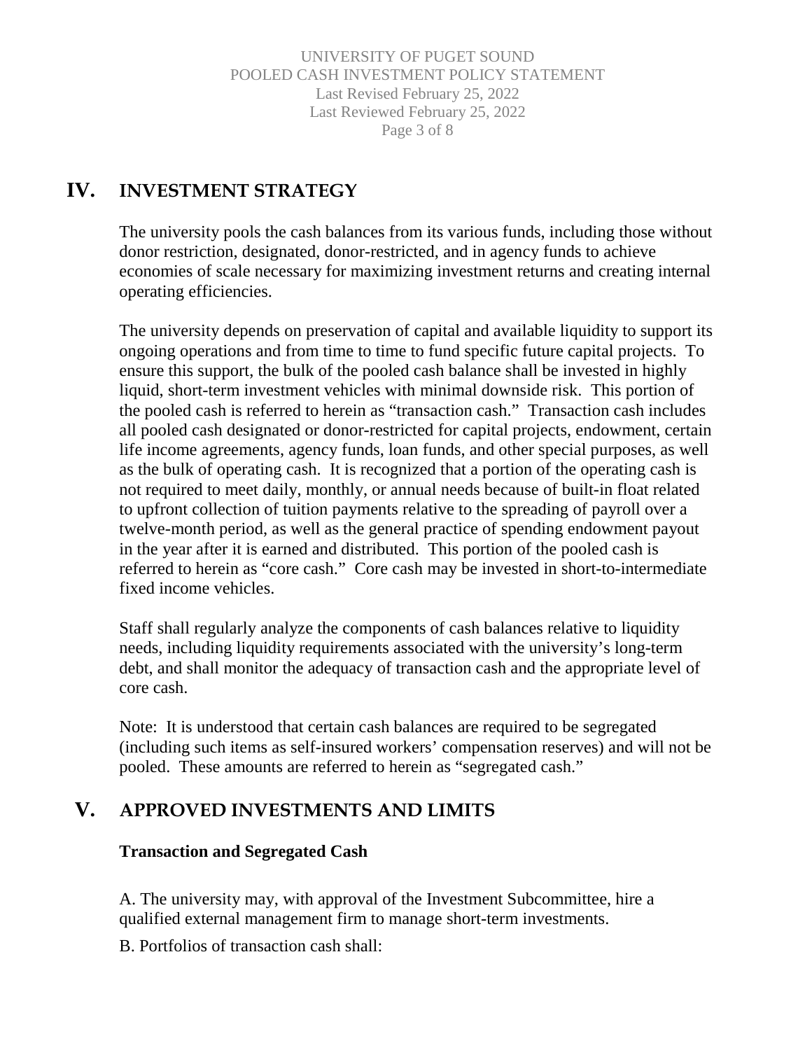## IV. INVESTMENT STRATEGY

The university pools the cash balances from its various funds, including those without donor restriction, designated, donor-restricted, and in agency funds to achieve economies of scale necessary for maximizing investment returns and creating internal operating efficiencies.

The university depends on preservation of capital and available liquidity to support its ongoing operations and from time to time to fund specific future capital projects. To ensure this support, the bulk of the pooled cash balance shall be invested in highly liquid, short-term investment vehicles with minimal downside risk. This portion of the pooled cash is referred to herein as "transaction cash." Transaction cash includes all pooled cash designated or donor-restricted for capital projects, endowment, certain life income agreements, agency funds, loan funds, and other special purposes, as well as the bulk of operating cash. It is recognized that a portion of the operating cash is not required to meet daily, monthly, or annual needs because of built-in float related to upfront collection of tuition payments relative to the spreading of payroll over a twelve-month period, as well as the general practice of spending endowment payout in the year after it is earned and distributed. This portion of the pooled cash is referred to herein as "core cash." Core cash may be invested in short-to-intermediate fixed income vehicles.

Staff shall regularly analyze the components of cash balances relative to liquidity needs, including liquidity requirements associated with the university's long-term debt, and shall monitor the adequacy of transaction cash and the appropriate level of core cash.

Note: It is understood that certain cash balances are required to be segregated (including such items as self-insured workers' compensation reserves) and will not be pooled. These amounts are referred to herein as "segregated cash."

## V. APPROVED INVESTMENTS AND LIMITS

**Transaction and Segregated Cash**

A. The university may, with approval of the Investment Subcommittee, hire a qualified external management firm to manage short-term investments.

B. Portfolios of transaction cash shall: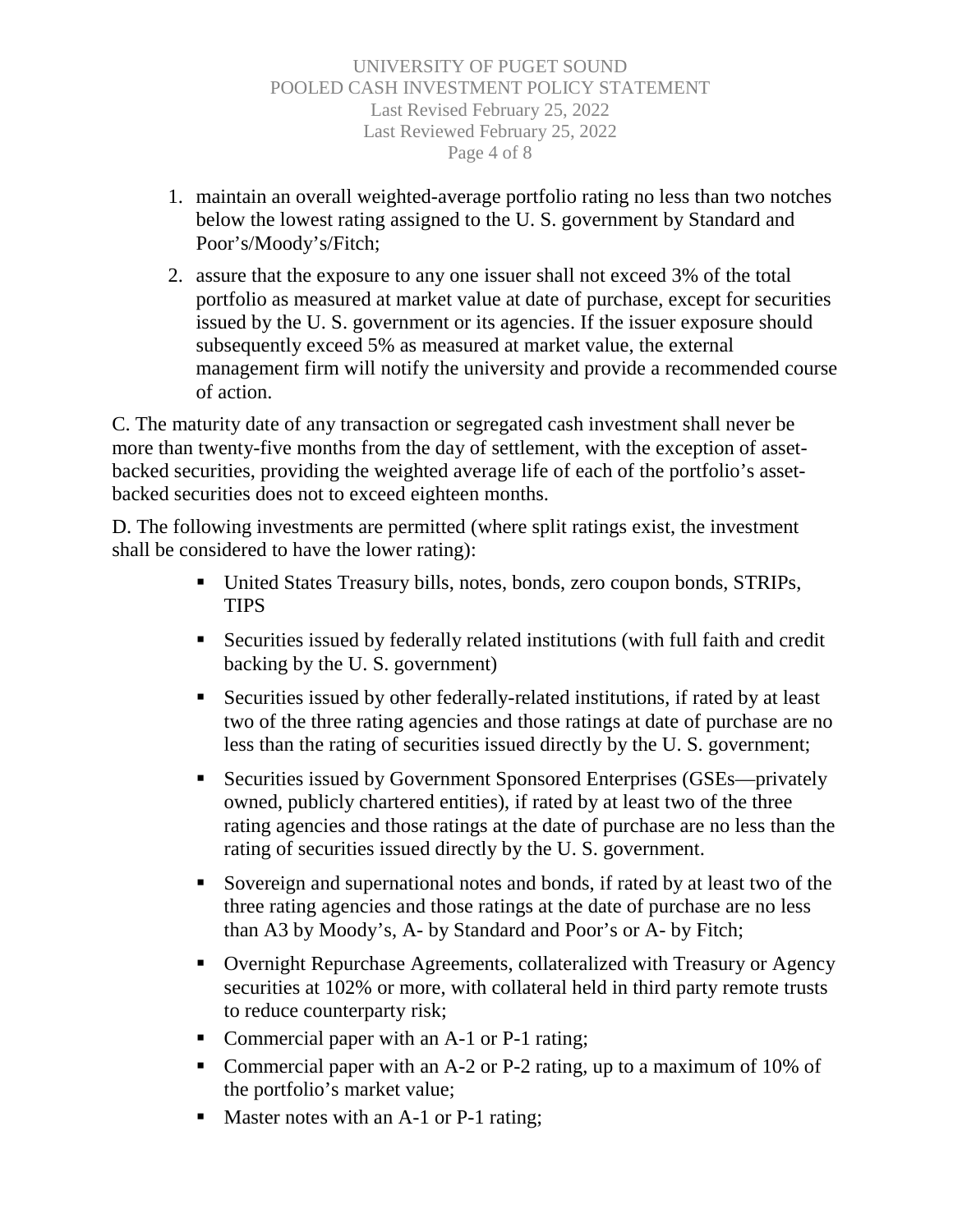1. maintain an overall weighted-average portfolio rating no less than two notches below the lowest rating assigned to the U. S. government by Standard and Poor's/Moody's/Fitch;
2. assure that the exposure to any one issuer shall not exceed 3% of the total portfolio as measured at market value at date of purchase, except for securities issued by the U. S. government or its agencies. If the issuer exposure should subsequently exceed 5% as measured at market value, the external management firm will notify the university and provide a recommended course of action.

C. The maturity date of any transaction or segregated cash investment shall never be more than twenty-five months from the day of settlement, with the exception of asset-backed securities, providing the weighted average life of each of the portfolio's asset-backed securities does not to exceed eighteen months.

D. The following investments are permitted (where split ratings exist, the investment shall be considered to have the lower rating):

- United States Treasury bills, notes, bonds, zero coupon bonds, STRIPs, TIPS
- Securities issued by federally related institutions (with full faith and credit backing by the U. S. government)
- Securities issued by other federally-related institutions, if rated by at least two of the three rating agencies and those ratings at date of purchase are no less than the rating of securities issued directly by the U. S. government;
- Securities issued by Government Sponsored Enterprises (GSEs—privately owned, publicly chartered entities), if rated by at least two of the three rating agencies and those ratings at the date of purchase are no less than the rating of securities issued directly by the U. S. government.
- Sovereign and supernational notes and bonds, if rated by at least two of the three rating agencies and those ratings at the date of purchase are no less than A3 by Moody's, A- by Standard and Poor's or A- by Fitch;
- Overnight Repurchase Agreements, collateralized with Treasury or Agency securities at 102% or more, with collateral held in third party remote trusts to reduce counterparty risk;
- Commercial paper with an A-1 or P-1 rating;
- Commercial paper with an A-2 or P-2 rating, up to a maximum of 10% of the portfolio's market value;
- Master notes with an A-1 or P-1 rating;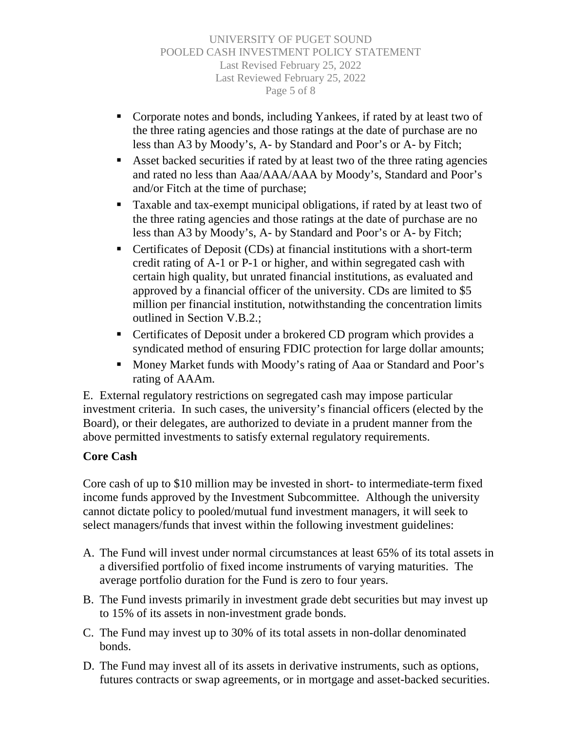- Corporate notes and bonds, including Yankees, if rated by at least two of the three rating agencies and those ratings at the date of purchase are no less than A3 by Moody's, A- by Standard and Poor's or A- by Fitch;
- Asset backed securities if rated by at least two of the three rating agencies and rated no less than Aaa/AAA/AAA by Moody's, Standard and Poor's and/or Fitch at the time of purchase;
- Taxable and tax-exempt municipal obligations, if rated by at least two of the three rating agencies and those ratings at the date of purchase are no less than A3 by Moody's, A- by Standard and Poor's or A- by Fitch;
- Certificates of Deposit (CDs) at financial institutions with a short-term credit rating of A-1 or P-1 or higher, and within segregated cash with certain high quality, but unrated financial institutions, as evaluated and approved by a financial officer of the university. CDs are limited to $5 million per financial institution, notwithstanding the concentration limits outlined in Section V.B.2.;
- Certificates of Deposit under a brokered CD program which provides a syndicated method of ensuring FDIC protection for large dollar amounts;
- Money Market funds with Moody's rating of Aaa or Standard and Poor's rating of AAAm.

E. External regulatory restrictions on segregated cash may impose particular investment criteria. In such cases, the university's financial officers (elected by the Board), or their delegates, are authorized to deviate in a prudent manner from the above permitted investments to satisfy external regulatory requirements.

**Core Cash**

Core cash of up to $10 million may be invested in short- to intermediate-term fixed income funds approved by the Investment Subcommittee. Although the university cannot dictate policy to pooled/mutual fund investment managers, it will seek to select managers/funds that invest within the following investment guidelines:

A. The Fund will invest under normal circumstances at least 65% of its total assets in a diversified portfolio of fixed income instruments of varying maturities. The average portfolio duration for the Fund is zero to four years.

B. The Fund invests primarily in investment grade debt securities but may invest up to 15% of its assets in non-investment grade bonds.

C. The Fund may invest up to 30% of its total assets in non-dollar denominated bonds.

D. The Fund may invest all of its assets in derivative instruments, such as options, futures contracts or swap agreements, or in mortgage and asset-backed securities.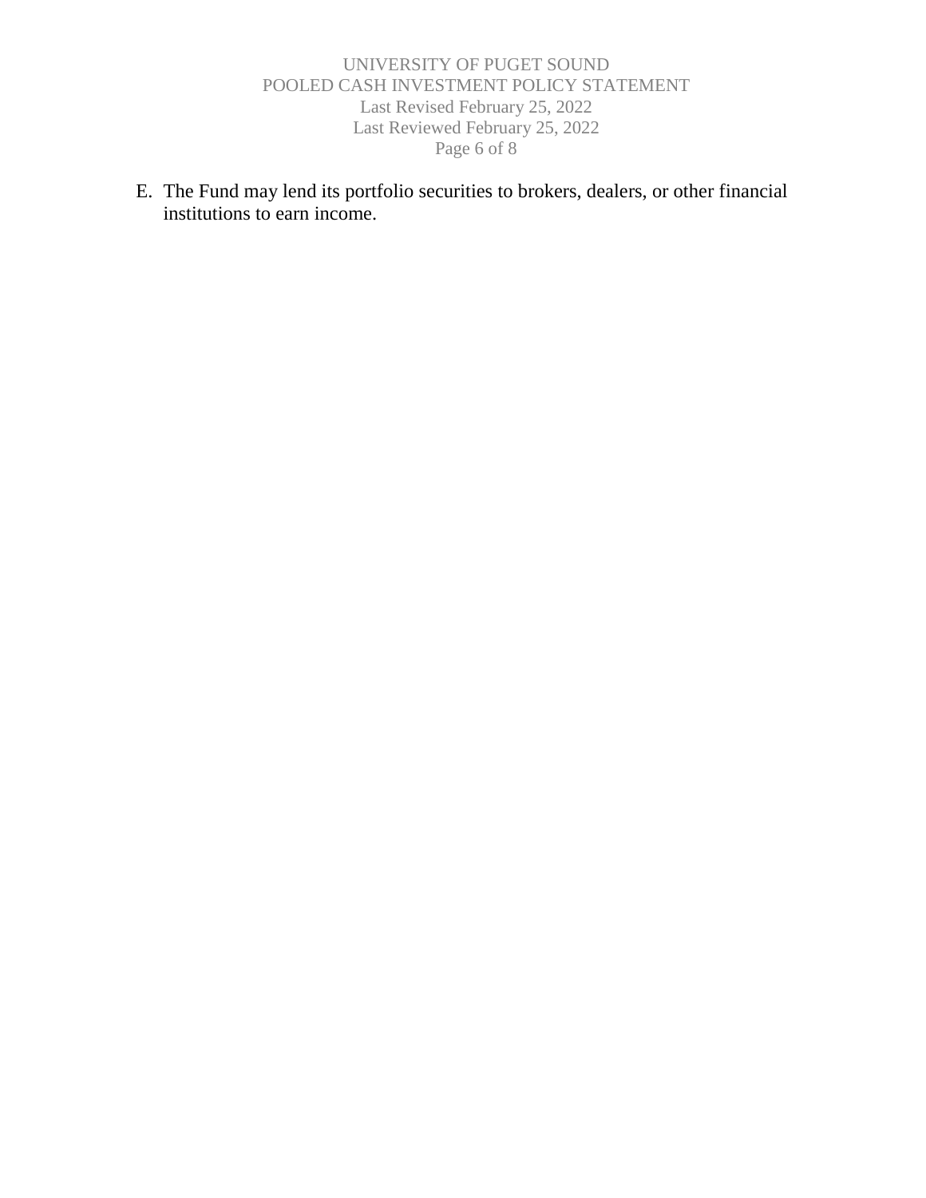E. The Fund may lend its portfolio securities to brokers, dealers, or other financial institutions to earn income.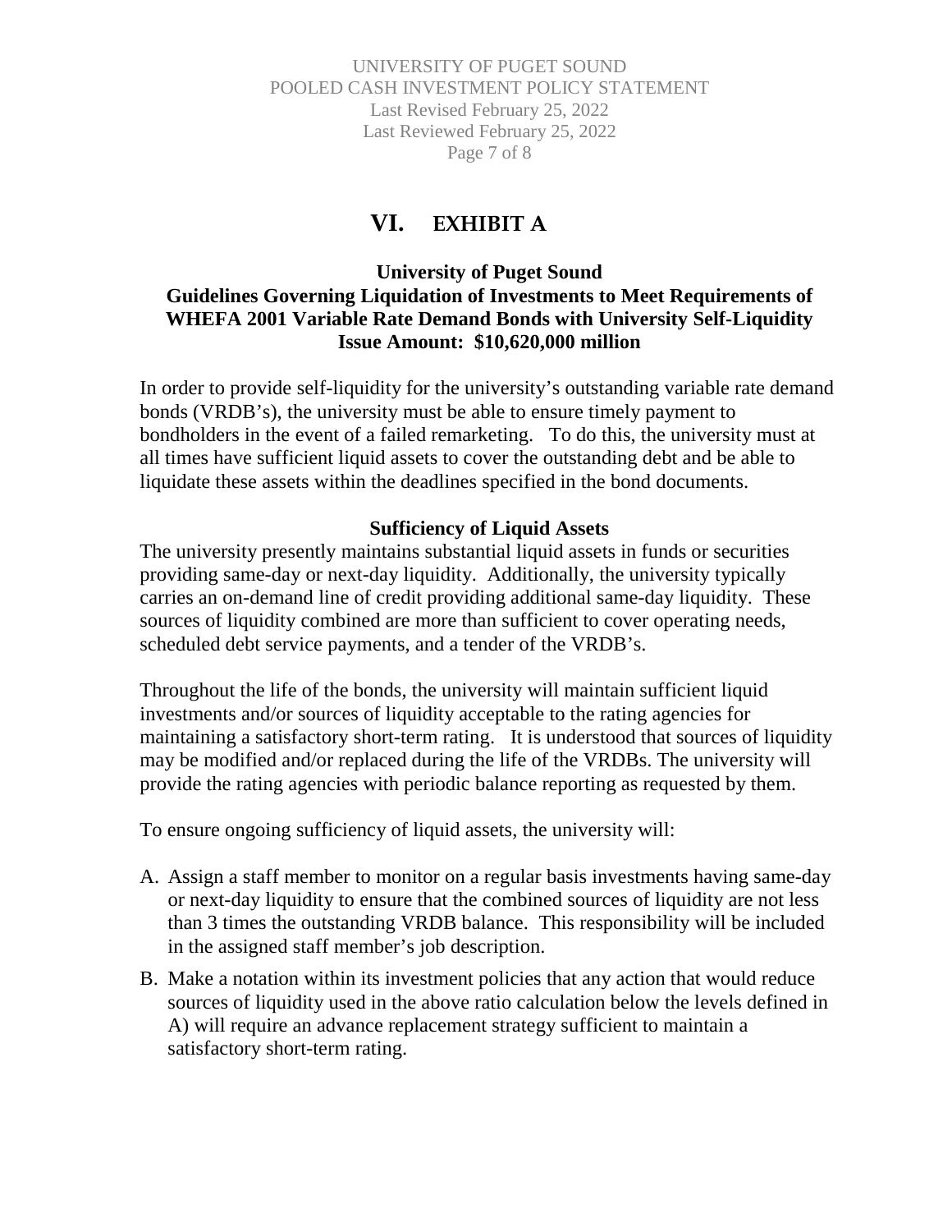# VI. EXHIBIT A

**University of Puget Sound**
**Guidelines Governing Liquidation of Investments to Meet Requirements of WHEFA 2001 Variable Rate Demand Bonds with University Self-Liquidity**
**Issue Amount: $10,620,000 million**

In order to provide self-liquidity for the university's outstanding variable rate demand bonds (VRDB's), the university must be able to ensure timely payment to bondholders in the event of a failed remarketing. To do this, the university must at all times have sufficient liquid assets to cover the outstanding debt and be able to liquidate these assets within the deadlines specified in the bond documents.

**Sufficiency of Liquid Assets**

The university presently maintains substantial liquid assets in funds or securities providing same-day or next-day liquidity. Additionally, the university typically carries an on-demand line of credit providing additional same-day liquidity. These sources of liquidity combined are more than sufficient to cover operating needs, scheduled debt service payments, and a tender of the VRDB's.

Throughout the life of the bonds, the university will maintain sufficient liquid investments and/or sources of liquidity acceptable to the rating agencies for maintaining a satisfactory short-term rating. It is understood that sources of liquidity may be modified and/or replaced during the life of the VRDBs. The university will provide the rating agencies with periodic balance reporting as requested by them.

To ensure ongoing sufficiency of liquid assets, the university will:

A. Assign a staff member to monitor on a regular basis investments having same-day or next-day liquidity to ensure that the combined sources of liquidity are not less than 3 times the outstanding VRDB balance. This responsibility will be included in the assigned staff member's job description.

B. Make a notation within its investment policies that any action that would reduce sources of liquidity used in the above ratio calculation below the levels defined in A) will require an advance replacement strategy sufficient to maintain a satisfactory short-term rating.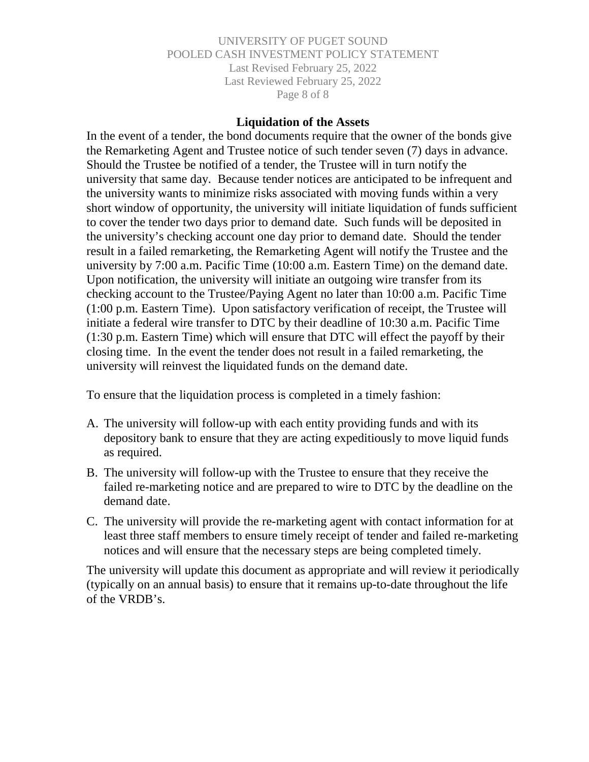## Liquidation of the Assets

In the event of a tender, the bond documents require that the owner of the bonds give the Remarketing Agent and Trustee notice of such tender seven (7) days in advance. Should the Trustee be notified of a tender, the Trustee will in turn notify the university that same day. Because tender notices are anticipated to be infrequent and the university wants to minimize risks associated with moving funds within a very short window of opportunity, the university will initiate liquidation of funds sufficient to cover the tender two days prior to demand date. Such funds will be deposited in the university's checking account one day prior to demand date. Should the tender result in a failed remarketing, the Remarketing Agent will notify the Trustee and the university by 7:00 a.m. Pacific Time (10:00 a.m. Eastern Time) on the demand date. Upon notification, the university will initiate an outgoing wire transfer from its checking account to the Trustee/Paying Agent no later than 10:00 a.m. Pacific Time (1:00 p.m. Eastern Time). Upon satisfactory verification of receipt, the Trustee will initiate a federal wire transfer to DTC by their deadline of 10:30 a.m. Pacific Time (1:30 p.m. Eastern Time) which will ensure that DTC will effect the payoff by their closing time. In the event the tender does not result in a failed remarketing, the university will reinvest the liquidated funds on the demand date.

To ensure that the liquidation process is completed in a timely fashion:

A. The university will follow-up with each entity providing funds and with its depository bank to ensure that they are acting expeditiously to move liquid funds as required.

B. The university will follow-up with the Trustee to ensure that they receive the failed re-marketing notice and are prepared to wire to DTC by the deadline on the demand date.

C. The university will provide the re-marketing agent with contact information for at least three staff members to ensure timely receipt of tender and failed re-marketing notices and will ensure that the necessary steps are being completed timely.

The university will update this document as appropriate and will review it periodically (typically on an annual basis) to ensure that it remains up-to-date throughout the life of the VRDB's.